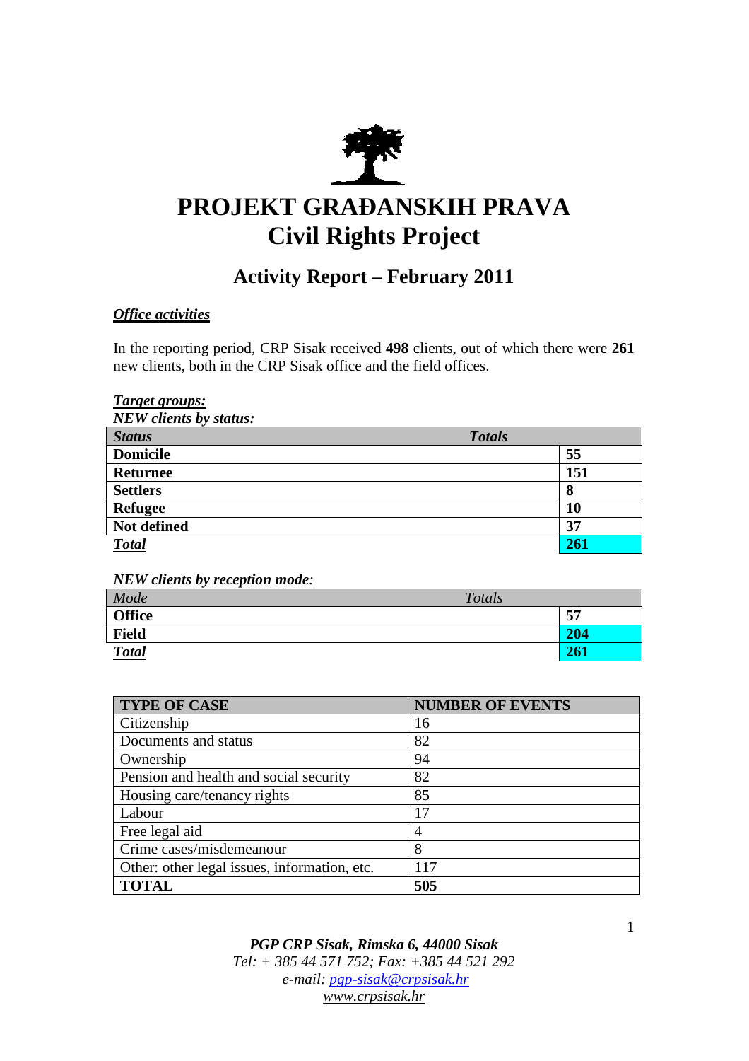# PROJEKT GRAĐANSKIH PRAVA
# Civil Rights Project

## Activity Report – February 2011

***Office activities***

In the reporting period, CRP Sisak received **498** clients, out of which there were **261** new clients, both in the CRP Sisak office and the field offices.

***Target groups:***

***NEW clients by status:***

| **Status** | **Totals** |
|---|---|
| **Domicile** | **55** |
| **Returnee** | **151** |
| **Settlers** | **8** |
| **Refugee** | **10** |
| **Not defined** | **37** |
| ***Total*** | **261** |

***NEW clients by reception mode:***

| *Mode* | *Totals* |
|---|---|
| **Office** | **57** |
| **Field** | **204** |
| ***Total*** | **261** |

| TYPE OF CASE | NUMBER OF EVENTS |
|---|---|
| Citizenship | 16 |
| Documents and status | 82 |
| Ownership | 94 |
| Pension and health and social security | 82 |
| Housing care/tenancy rights | 85 |
| Labour | 17 |
| Free legal aid | 4 |
| Crime cases/misdemeanour | 8 |
| Other: other legal issues, information, etc. | 117 |
| **TOTAL** | **505** |

***PGP CRP Sisak, Rimska 6, 44000 Sisak***
*Tel: + 385 44 571 752; Fax: +385 44 521 292*
*e-mail: pgp-sisak@crpsisak.hr*
*www.crpsisak.hr*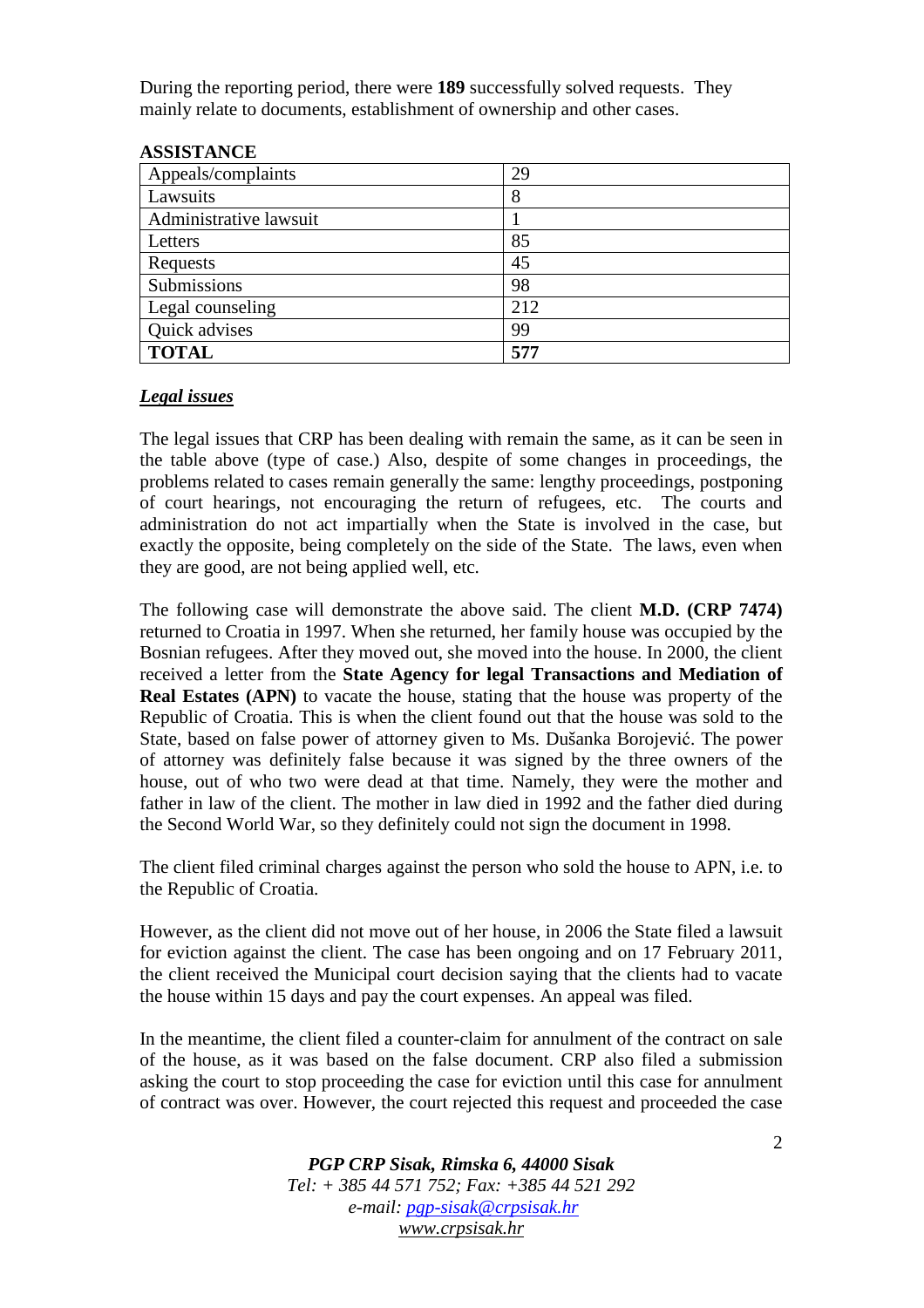During the reporting period, there were **189** successfully solved requests. They mainly relate to documents, establishment of ownership and other cases.

**ASSISTANCE**

| Appeals/complaints | 29 |
|---|---|
| Lawsuits | 8 |
| Administrative lawsuit | 1 |
| Letters | 85 |
| Requests | 45 |
| Submissions | 98 |
| Legal counseling | 212 |
| Quick advises | 99 |
| **TOTAL** | **577** |

***Legal issues***

The legal issues that CRP has been dealing with remain the same, as it can be seen in the table above (type of case.) Also, despite of some changes in proceedings, the problems related to cases remain generally the same: lengthy proceedings, postponing of court hearings, not encouraging the return of refugees, etc. The courts and administration do not act impartially when the State is involved in the case, but exactly the opposite, being completely on the side of the State. The laws, even when they are good, are not being applied well, etc.

The following case will demonstrate the above said. The client **M.D. (CRP 7474)** returned to Croatia in 1997. When she returned, her family house was occupied by the Bosnian refugees. After they moved out, she moved into the house. In 2000, the client received a letter from the **State Agency for legal Transactions and Mediation of Real Estates (APN)** to vacate the house, stating that the house was property of the Republic of Croatia. This is when the client found out that the house was sold to the State, based on false power of attorney given to Ms. Dušanka Borojević. The power of attorney was definitely false because it was signed by the three owners of the house, out of who two were dead at that time. Namely, they were the mother and father in law of the client. The mother in law died in 1992 and the father died during the Second World War, so they definitely could not sign the document in 1998.

The client filed criminal charges against the person who sold the house to APN, i.e. to the Republic of Croatia.

However, as the client did not move out of her house, in 2006 the State filed a lawsuit for eviction against the client. The case has been ongoing and on 17 February 2011, the client received the Municipal court decision saying that the clients had to vacate the house within 15 days and pay the court expenses. An appeal was filed.

In the meantime, the client filed a counter-claim for annulment of the contract on sale of the house, as it was based on the false document. CRP also filed a submission asking the court to stop proceeding the case for eviction until this case for annulment of contract was over. However, the court rejected this request and proceeded the case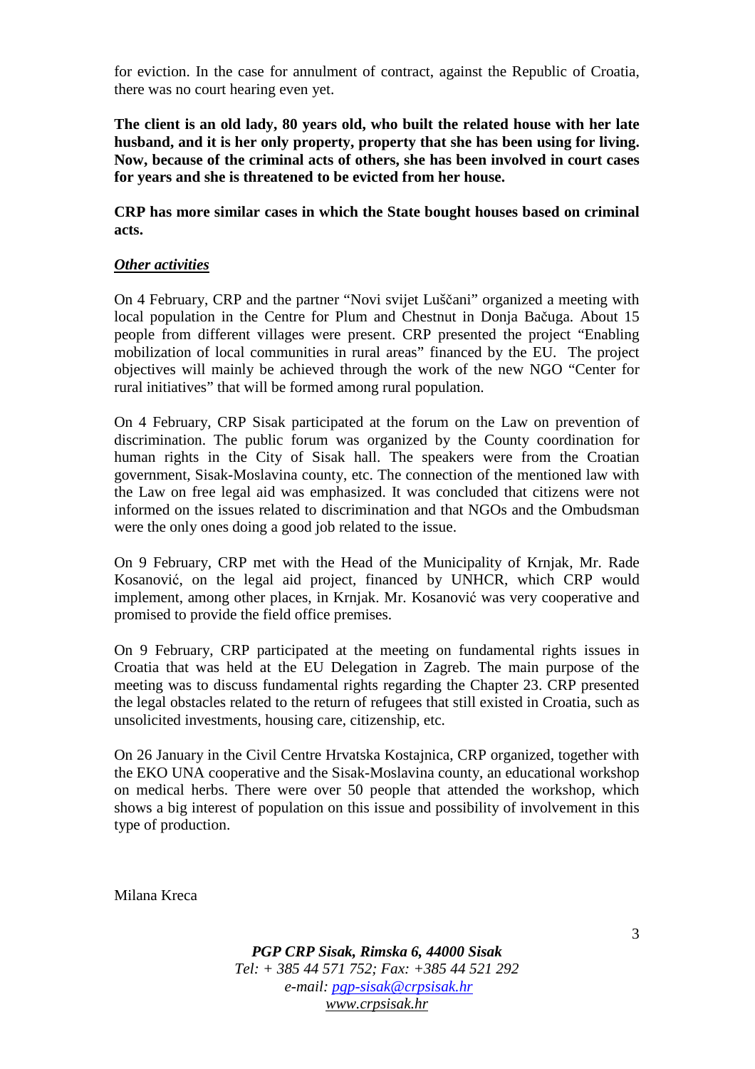for eviction. In the case for annulment of contract, against the Republic of Croatia, there was no court hearing even yet.

**The client is an old lady, 80 years old, who built the related house with her late husband, and it is her only property, property that she has been using for living. Now, because of the criminal acts of others, she has been involved in court cases for years and she is threatened to be evicted from her house.**

**CRP has more similar cases in which the State bought houses based on criminal acts.**

***Other activities***

On 4 February, CRP and the partner "Novi svijet Luščani" organized a meeting with local population in the Centre for Plum and Chestnut in Donja Bačuga. About 15 people from different villages were present. CRP presented the project "Enabling mobilization of local communities in rural areas" financed by the EU. The project objectives will mainly be achieved through the work of the new NGO "Center for rural initiatives" that will be formed among rural population.

On 4 February, CRP Sisak participated at the forum on the Law on prevention of discrimination. The public forum was organized by the County coordination for human rights in the City of Sisak hall. The speakers were from the Croatian government, Sisak-Moslavina county, etc. The connection of the mentioned law with the Law on free legal aid was emphasized. It was concluded that citizens were not informed on the issues related to discrimination and that NGOs and the Ombudsman were the only ones doing a good job related to the issue.

On 9 February, CRP met with the Head of the Municipality of Krnjak, Mr. Rade Kosanović, on the legal aid project, financed by UNHCR, which CRP would implement, among other places, in Krnjak. Mr. Kosanović was very cooperative and promised to provide the field office premises.

On 9 February, CRP participated at the meeting on fundamental rights issues in Croatia that was held at the EU Delegation in Zagreb. The main purpose of the meeting was to discuss fundamental rights regarding the Chapter 23. CRP presented the legal obstacles related to the return of refugees that still existed in Croatia, such as unsolicited investments, housing care, citizenship, etc.

On 26 January in the Civil Centre Hrvatska Kostajnica, CRP organized, together with the EKO UNA cooperative and the Sisak-Moslavina county, an educational workshop on medical herbs. There were over 50 people that attended the workshop, which shows a big interest of population on this issue and possibility of involvement in this type of production.

Milana Kreca

***PGP CRP Sisak, Rimska 6, 44000 Sisak***
*Tel: + 385 44 571 752; Fax: +385 44 521 292*
*e-mail: pgp-sisak@crpsisak.hr*
*www.crpsisak.hr*